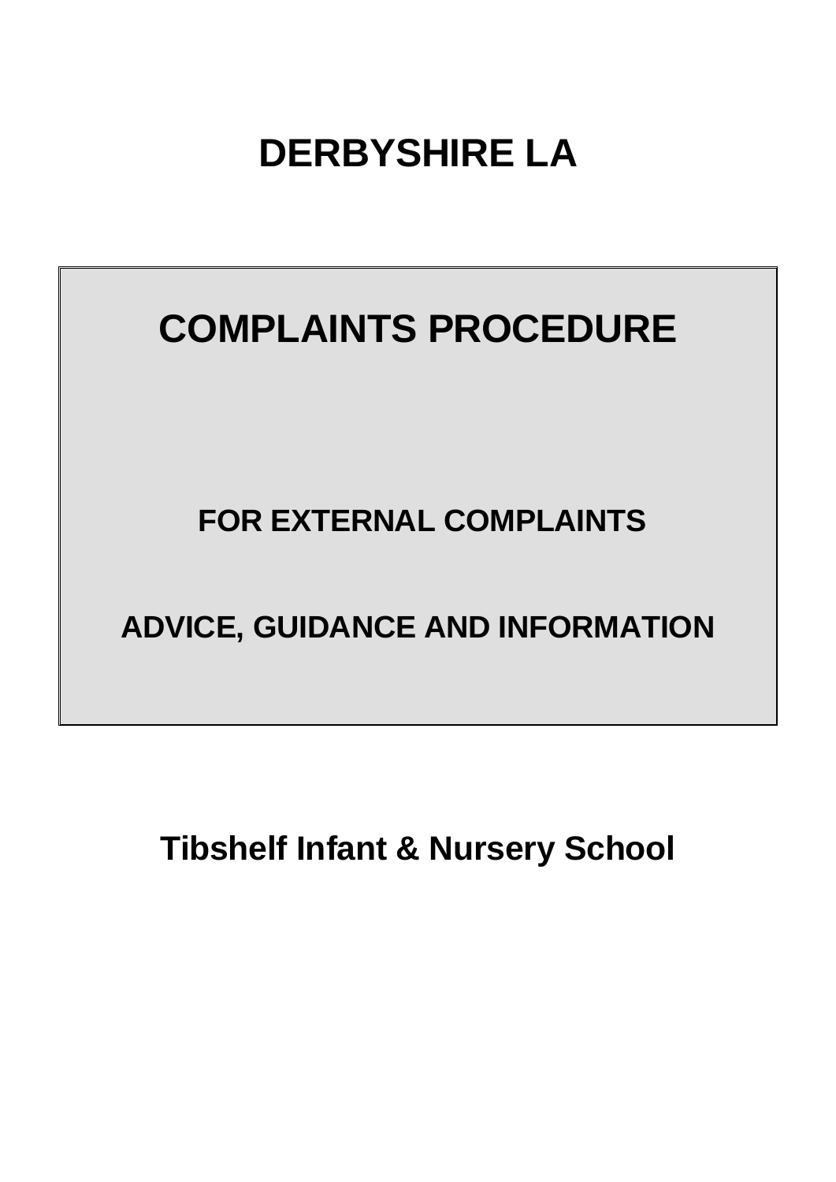# DERBYSHIRE LA

# COMPLAINTS PROCEDURE

## FOR EXTERNAL COMPLAINTS

## ADVICE, GUIDANCE AND INFORMATION

## Tibshelf Infant & Nursery School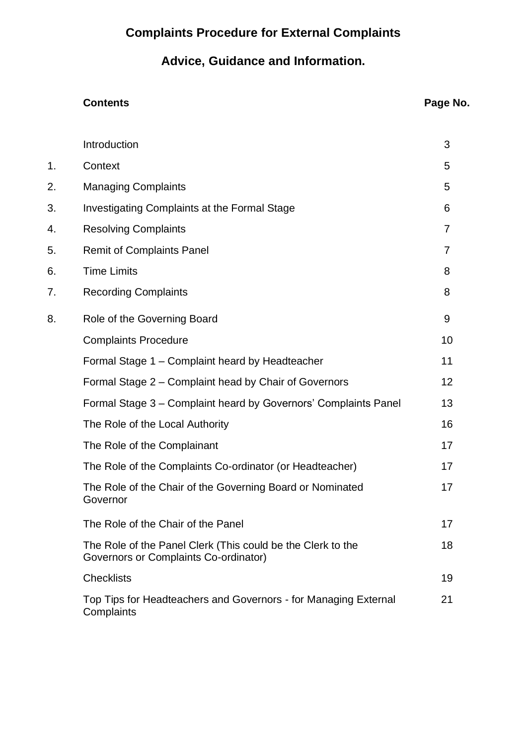# Complaints Procedure for External Complaints

## Advice, Guidance and Information.

| | Contents | Page No. |
|---|---|---|
| | Introduction | 3 |
| 1. | Context | 5 |
| 2. | Managing Complaints | 5 |
| 3. | Investigating Complaints at the Formal Stage | 6 |
| 4. | Resolving Complaints | 7 |
| 5. | Remit of Complaints Panel | 7 |
| 6. | Time Limits | 8 |
| 7. | Recording Complaints | 8 |
| 8. | Role of the Governing Board | 9 |
| | Complaints Procedure | 10 |
| | Formal Stage 1 – Complaint heard by Headteacher | 11 |
| | Formal Stage 2 – Complaint head by Chair of Governors | 12 |
| | Formal Stage 3 – Complaint heard by Governors' Complaints Panel | 13 |
| | The Role of the Local Authority | 16 |
| | The Role of the Complainant | 17 |
| | The Role of the Complaints Co-ordinator (or Headteacher) | 17 |
| | The Role of the Chair of the Governing Board or Nominated Governor | 17 |
| | The Role of the Chair of the Panel | 17 |
| | The Role of the Panel Clerk (This could be the Clerk to the Governors or Complaints Co-ordinator) | 18 |
| | Checklists | 19 |
| | Top Tips for Headteachers and Governors - for Managing External Complaints | 21 |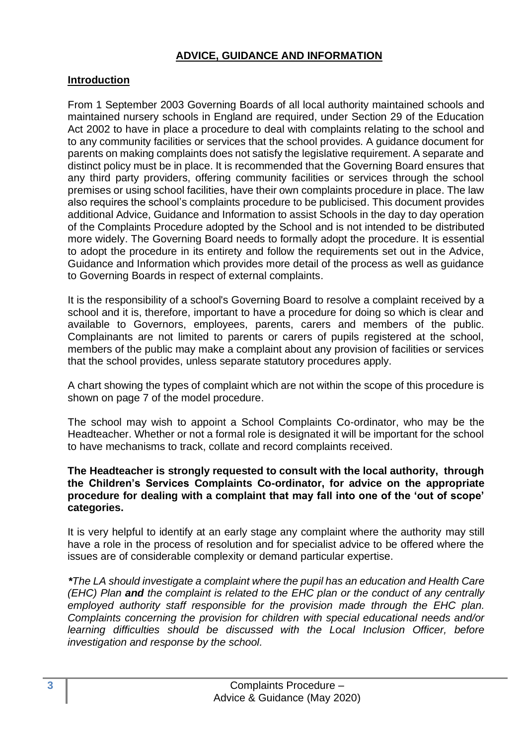# ADVICE, GUIDANCE AND INFORMATION

## Introduction

From 1 September 2003 Governing Boards of all local authority maintained schools and maintained nursery schools in England are required, under Section 29 of the Education Act 2002 to have in place a procedure to deal with complaints relating to the school and to any community facilities or services that the school provides. A guidance document for parents on making complaints does not satisfy the legislative requirement. A separate and distinct policy must be in place. It is recommended that the Governing Board ensures that any third party providers, offering community facilities or services through the school premises or using school facilities, have their own complaints procedure in place. The law also requires the school's complaints procedure to be publicised. This document provides additional Advice, Guidance and Information to assist Schools in the day to day operation of the Complaints Procedure adopted by the School and is not intended to be distributed more widely. The Governing Board needs to formally adopt the procedure. It is essential to adopt the procedure in its entirety and follow the requirements set out in the Advice, Guidance and Information which provides more detail of the process as well as guidance to Governing Boards in respect of external complaints.

It is the responsibility of a school's Governing Board to resolve a complaint received by a school and it is, therefore, important to have a procedure for doing so which is clear and available to Governors, employees, parents, carers and members of the public. Complainants are not limited to parents or carers of pupils registered at the school, members of the public may make a complaint about any provision of facilities or services that the school provides, unless separate statutory procedures apply.

A chart showing the types of complaint which are not within the scope of this procedure is shown on page 7 of the model procedure.

The school may wish to appoint a School Complaints Co-ordinator, who may be the Headteacher. Whether or not a formal role is designated it will be important for the school to have mechanisms to track, collate and record complaints received.

**The Headteacher is strongly requested to consult with the local authority, through the Children's Services Complaints Co-ordinator, for advice on the appropriate procedure for dealing with a complaint that may fall into one of the 'out of scope' categories.**

It is very helpful to identify at an early stage any complaint where the authority may still have a role in the process of resolution and for specialist advice to be offered where the issues are of considerable complexity or demand particular expertise.

***The LA should investigate a complaint where the pupil has an education and Health Care (EHC) Plan *and* the complaint is related to the EHC plan or the conduct of any centrally employed authority staff responsible for the provision made through the EHC plan. Complaints concerning the provision for children with special educational needs and/or learning difficulties should be discussed with the Local Inclusion Officer, before investigation and response by the school.*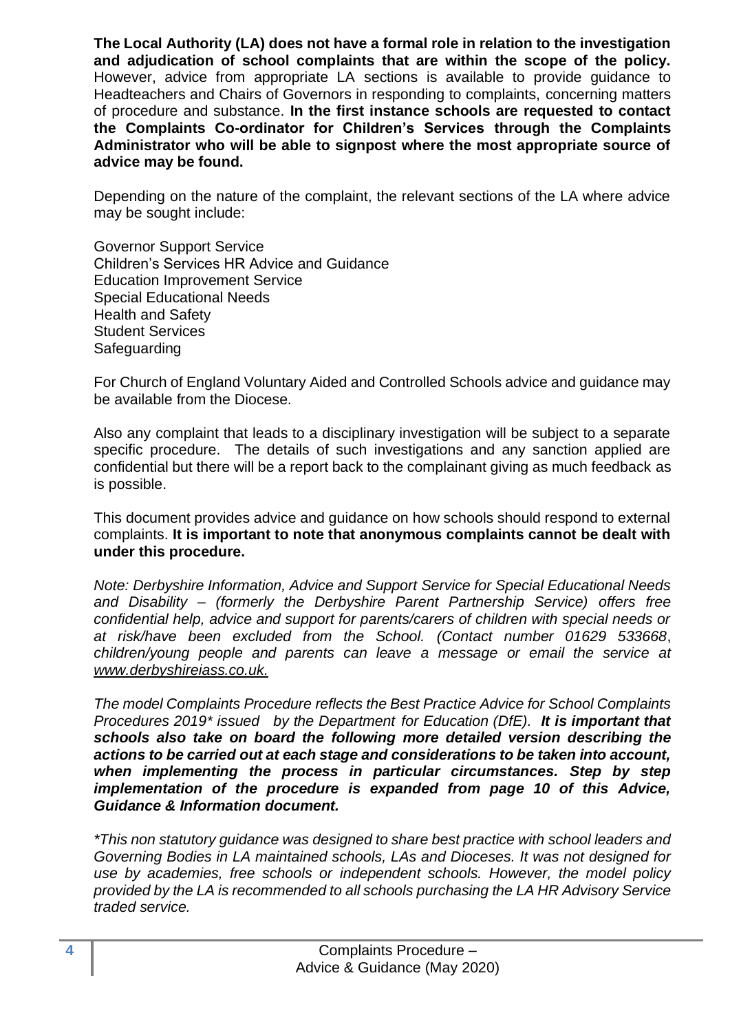**The Local Authority (LA) does not have a formal role in relation to the investigation and adjudication of school complaints that are within the scope of the policy.** However, advice from appropriate LA sections is available to provide guidance to Headteachers and Chairs of Governors in responding to complaints, concerning matters of procedure and substance. **In the first instance schools are requested to contact the Complaints Co-ordinator for Children's Services through the Complaints Administrator who will be able to signpost where the most appropriate source of advice may be found.**

Depending on the nature of the complaint, the relevant sections of the LA where advice may be sought include:

Governor Support Service
Children's Services HR Advice and Guidance
Education Improvement Service
Special Educational Needs
Health and Safety
Student Services
Safeguarding

For Church of England Voluntary Aided and Controlled Schools advice and guidance may be available from the Diocese.

Also any complaint that leads to a disciplinary investigation will be subject to a separate specific procedure. The details of such investigations and any sanction applied are confidential but there will be a report back to the complainant giving as much feedback as is possible.

This document provides advice and guidance on how schools should respond to external complaints. **It is important to note that anonymous complaints cannot be dealt with under this procedure.**

*Note: Derbyshire Information, Advice and Support Service for Special Educational Needs and Disability – (formerly the Derbyshire Parent Partnership Service) offers free confidential help, advice and support for parents/carers of children with special needs or at risk/have been excluded from the School. (Contact number 01629 533668, children/young people and parents can leave a message or email the service at www.derbyshireiass.co.uk.*

*The model Complaints Procedure reflects the Best Practice Advice for School Complaints Procedures 2019\* issued by the Department for Education (DfE).* ***It is important that schools also take on board the following more detailed version describing the actions to be carried out at each stage and considerations to be taken into account, when implementing the process in particular circumstances. Step by step implementation of the procedure is expanded from page 10 of this Advice, Guidance & Information document.***

*\*This non statutory guidance was designed to share best practice with school leaders and Governing Bodies in LA maintained schools, LAs and Dioceses. It was not designed for use by academies, free schools or independent schools. However, the model policy provided by the LA is recommended to all schools purchasing the LA HR Advisory Service traded service.*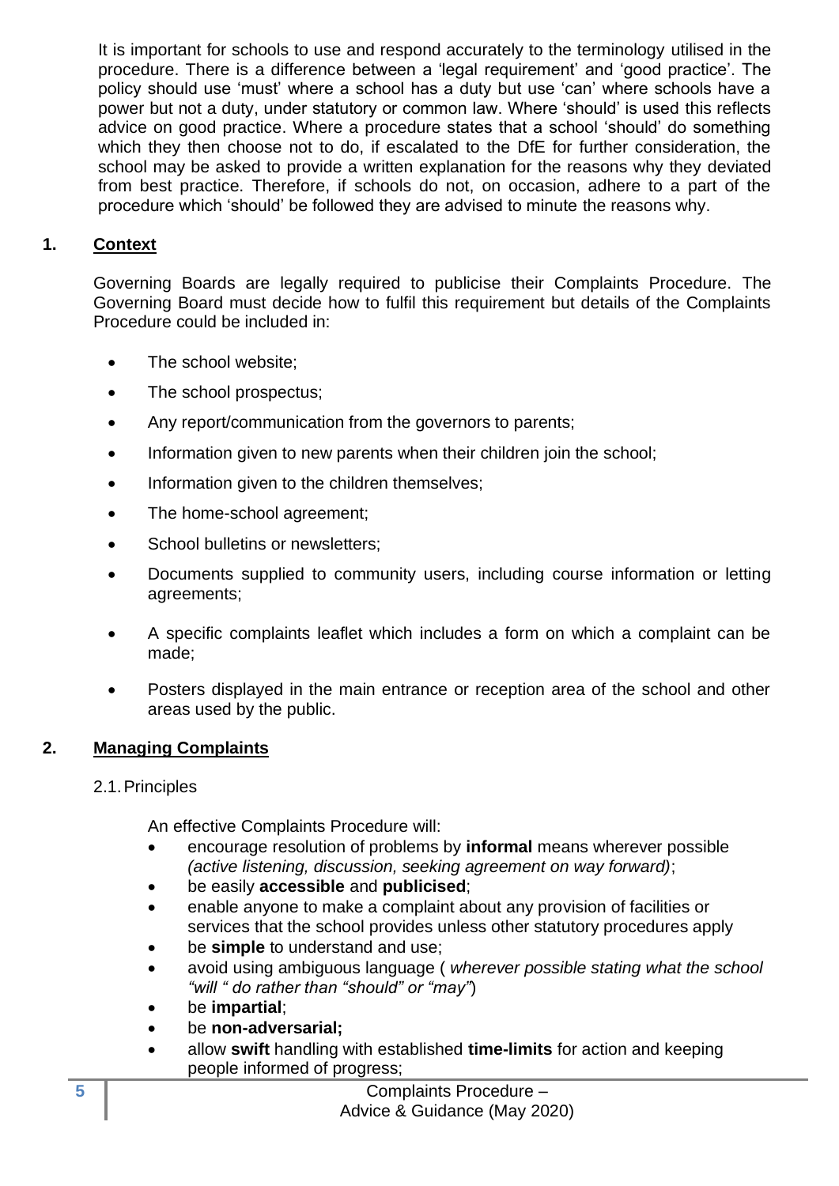It is important for schools to use and respond accurately to the terminology utilised in the procedure. There is a difference between a 'legal requirement' and 'good practice'. The policy should use 'must' where a school has a duty but use 'can' where schools have a power but not a duty, under statutory or common law. Where 'should' is used this reflects advice on good practice. Where a procedure states that a school 'should' do something which they then choose not to do, if escalated to the DfE for further consideration, the school may be asked to provide a written explanation for the reasons why they deviated from best practice. Therefore, if schools do not, on occasion, adhere to a part of the procedure which 'should' be followed they are advised to minute the reasons why.

## 1. Context

Governing Boards are legally required to publicise their Complaints Procedure. The Governing Board must decide how to fulfil this requirement but details of the Complaints Procedure could be included in:

- The school website;
- The school prospectus;
- Any report/communication from the governors to parents;
- Information given to new parents when their children join the school;
- Information given to the children themselves;
- The home-school agreement;
- School bulletins or newsletters;
- Documents supplied to community users, including course information or letting agreements;
- A specific complaints leaflet which includes a form on which a complaint can be made;
- Posters displayed in the main entrance or reception area of the school and other areas used by the public.

## 2. Managing Complaints

### 2.1. Principles

An effective Complaints Procedure will:

- encourage resolution of problems by **informal** means wherever possible *(active listening, discussion, seeking agreement on way forward)*;
- be easily **accessible** and **publicised**;
- enable anyone to make a complaint about any provision of facilities or services that the school provides unless other statutory procedures apply
- be **simple** to understand and use;
- avoid using ambiguous language ( *wherever possible stating what the school "will " do rather than "should" or "may"*)
- be **impartial**;
- be **non-adversarial;**
- allow **swift** handling with established **time-limits** for action and keeping people informed of progress;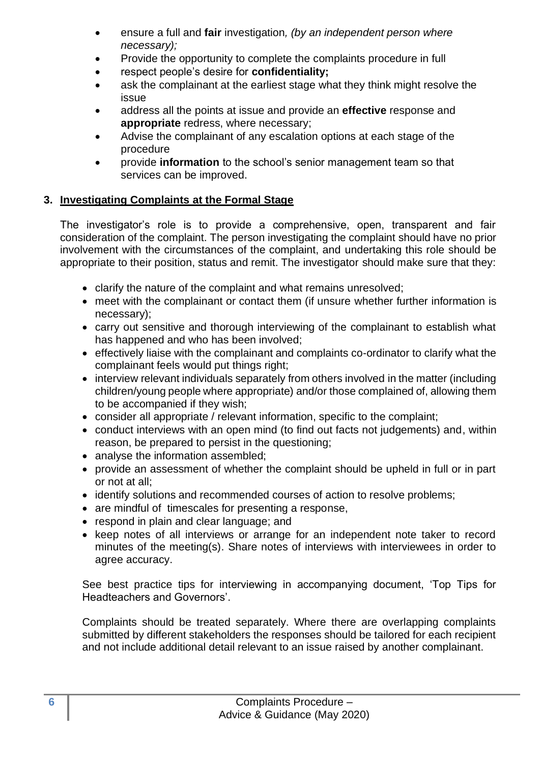- ensure a full and **fair** investigation*, (by an independent person where necessary);*
- Provide the opportunity to complete the complaints procedure in full
- respect people's desire for **confidentiality;**
- ask the complainant at the earliest stage what they think might resolve the issue
- address all the points at issue and provide an **effective** response and **appropriate** redress, where necessary;
- Advise the complainant of any escalation options at each stage of the procedure
- provide **information** to the school's senior management team so that services can be improved.

## 3. Investigating Complaints at the Formal Stage

The investigator's role is to provide a comprehensive, open, transparent and fair consideration of the complaint. The person investigating the complaint should have no prior involvement with the circumstances of the complaint, and undertaking this role should be appropriate to their position, status and remit. The investigator should make sure that they:

- clarify the nature of the complaint and what remains unresolved;
- meet with the complainant or contact them (if unsure whether further information is necessary);
- carry out sensitive and thorough interviewing of the complainant to establish what has happened and who has been involved;
- effectively liaise with the complainant and complaints co-ordinator to clarify what the complainant feels would put things right;
- interview relevant individuals separately from others involved in the matter (including children/young people where appropriate) and/or those complained of, allowing them to be accompanied if they wish;
- consider all appropriate / relevant information, specific to the complaint;
- conduct interviews with an open mind (to find out facts not judgements) and, within reason, be prepared to persist in the questioning;
- analyse the information assembled;
- provide an assessment of whether the complaint should be upheld in full or in part or not at all;
- identify solutions and recommended courses of action to resolve problems;
- are mindful of timescales for presenting a response,
- respond in plain and clear language; and
- keep notes of all interviews or arrange for an independent note taker to record minutes of the meeting(s). Share notes of interviews with interviewees in order to agree accuracy.

See best practice tips for interviewing in accompanying document, 'Top Tips for Headteachers and Governors'.

Complaints should be treated separately. Where there are overlapping complaints submitted by different stakeholders the responses should be tailored for each recipient and not include additional detail relevant to an issue raised by another complainant.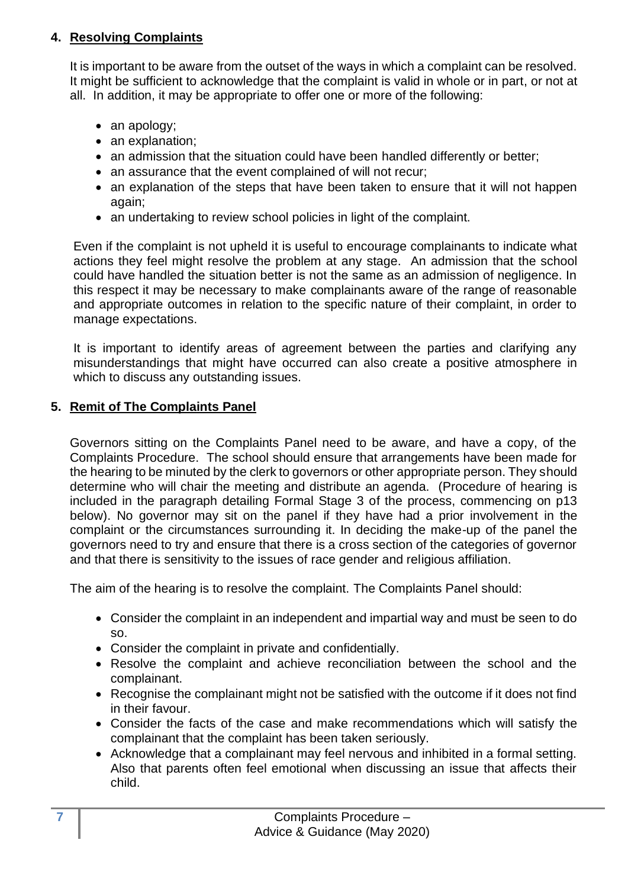## 4. Resolving Complaints

It is important to be aware from the outset of the ways in which a complaint can be resolved. It might be sufficient to acknowledge that the complaint is valid in whole or in part, or not at all. In addition, it may be appropriate to offer one or more of the following:

- an apology;
- an explanation;
- an admission that the situation could have been handled differently or better;
- an assurance that the event complained of will not recur;
- an explanation of the steps that have been taken to ensure that it will not happen again;
- an undertaking to review school policies in light of the complaint.

Even if the complaint is not upheld it is useful to encourage complainants to indicate what actions they feel might resolve the problem at any stage. An admission that the school could have handled the situation better is not the same as an admission of negligence. In this respect it may be necessary to make complainants aware of the range of reasonable and appropriate outcomes in relation to the specific nature of their complaint, in order to manage expectations.

It is important to identify areas of agreement between the parties and clarifying any misunderstandings that might have occurred can also create a positive atmosphere in which to discuss any outstanding issues.

## 5. Remit of The Complaints Panel

Governors sitting on the Complaints Panel need to be aware, and have a copy, of the Complaints Procedure. The school should ensure that arrangements have been made for the hearing to be minuted by the clerk to governors or other appropriate person. They should determine who will chair the meeting and distribute an agenda. (Procedure of hearing is included in the paragraph detailing Formal Stage 3 of the process, commencing on p13 below). No governor may sit on the panel if they have had a prior involvement in the complaint or the circumstances surrounding it. In deciding the make-up of the panel the governors need to try and ensure that there is a cross section of the categories of governor and that there is sensitivity to the issues of race gender and religious affiliation.

The aim of the hearing is to resolve the complaint. The Complaints Panel should:

- Consider the complaint in an independent and impartial way and must be seen to do so.
- Consider the complaint in private and confidentially.
- Resolve the complaint and achieve reconciliation between the school and the complainant.
- Recognise the complainant might not be satisfied with the outcome if it does not find in their favour.
- Consider the facts of the case and make recommendations which will satisfy the complainant that the complaint has been taken seriously.
- Acknowledge that a complainant may feel nervous and inhibited in a formal setting. Also that parents often feel emotional when discussing an issue that affects their child.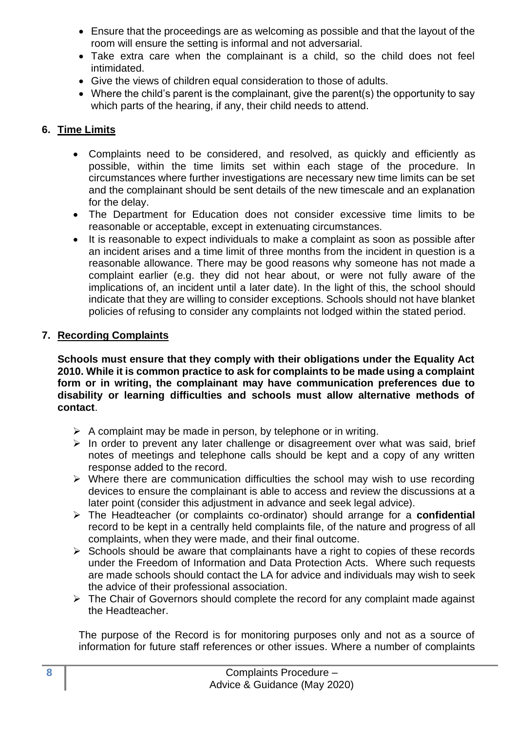- Ensure that the proceedings are as welcoming as possible and that the layout of the room will ensure the setting is informal and not adversarial.
- Take extra care when the complainant is a child, so the child does not feel intimidated.
- Give the views of children equal consideration to those of adults.
- Where the child's parent is the complainant, give the parent(s) the opportunity to say which parts of the hearing, if any, their child needs to attend.

## 6. <u>Time Limits</u>

- Complaints need to be considered, and resolved, as quickly and efficiently as possible, within the time limits set within each stage of the procedure. In circumstances where further investigations are necessary new time limits can be set and the complainant should be sent details of the new timescale and an explanation for the delay.
- The Department for Education does not consider excessive time limits to be reasonable or acceptable, except in extenuating circumstances.
- It is reasonable to expect individuals to make a complaint as soon as possible after an incident arises and a time limit of three months from the incident in question is a reasonable allowance. There may be good reasons why someone has not made a complaint earlier (e.g. they did not hear about, or were not fully aware of the implications of, an incident until a later date). In the light of this, the school should indicate that they are willing to consider exceptions. Schools should not have blanket policies of refusing to consider any complaints not lodged within the stated period.

## 7. <u>Recording Complaints</u>

**Schools must ensure that they comply with their obligations under the Equality Act 2010. While it is common practice to ask for complaints to be made using a complaint form or in writing, the complainant may have communication preferences due to disability or learning difficulties and schools must allow alternative methods of contact**.

- A complaint may be made in person, by telephone or in writing.
- In order to prevent any later challenge or disagreement over what was said, brief notes of meetings and telephone calls should be kept and a copy of any written response added to the record.
- Where there are communication difficulties the school may wish to use recording devices to ensure the complainant is able to access and review the discussions at a later point (consider this adjustment in advance and seek legal advice).
- The Headteacher (or complaints co-ordinator) should arrange for a **confidential** record to be kept in a centrally held complaints file, of the nature and progress of all complaints, when they were made, and their final outcome.
- Schools should be aware that complainants have a right to copies of these records under the Freedom of Information and Data Protection Acts. Where such requests are made schools should contact the LA for advice and individuals may wish to seek the advice of their professional association.
- The Chair of Governors should complete the record for any complaint made against the Headteacher.

The purpose of the Record is for monitoring purposes only and not as a source of information for future staff references or other issues. Where a number of complaints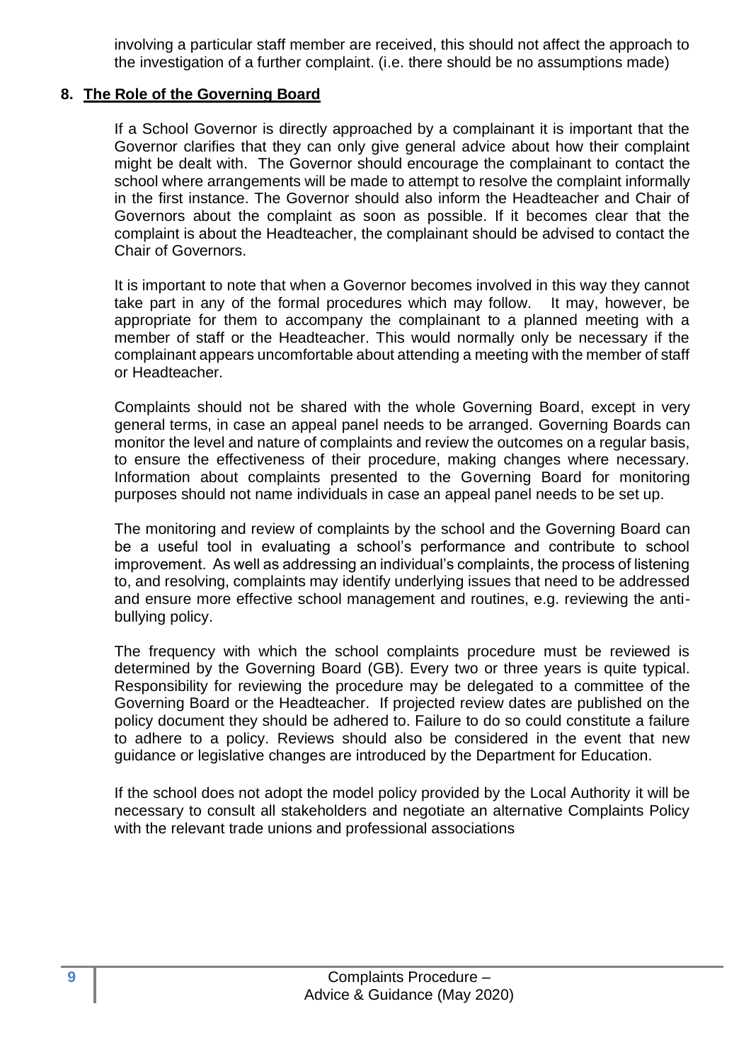involving a particular staff member are received, this should not affect the approach to the investigation of a further complaint. (i.e. there should be no assumptions made)

## 8. The Role of the Governing Board

If a School Governor is directly approached by a complainant it is important that the Governor clarifies that they can only give general advice about how their complaint might be dealt with. The Governor should encourage the complainant to contact the school where arrangements will be made to attempt to resolve the complaint informally in the first instance. The Governor should also inform the Headteacher and Chair of Governors about the complaint as soon as possible. If it becomes clear that the complaint is about the Headteacher, the complainant should be advised to contact the Chair of Governors.

It is important to note that when a Governor becomes involved in this way they cannot take part in any of the formal procedures which may follow. It may, however, be appropriate for them to accompany the complainant to a planned meeting with a member of staff or the Headteacher. This would normally only be necessary if the complainant appears uncomfortable about attending a meeting with the member of staff or Headteacher.

Complaints should not be shared with the whole Governing Board, except in very general terms, in case an appeal panel needs to be arranged. Governing Boards can monitor the level and nature of complaints and review the outcomes on a regular basis, to ensure the effectiveness of their procedure, making changes where necessary. Information about complaints presented to the Governing Board for monitoring purposes should not name individuals in case an appeal panel needs to be set up.

The monitoring and review of complaints by the school and the Governing Board can be a useful tool in evaluating a school's performance and contribute to school improvement. As well as addressing an individual's complaints, the process of listening to, and resolving, complaints may identify underlying issues that need to be addressed and ensure more effective school management and routines, e.g. reviewing the anti-bullying policy.

The frequency with which the school complaints procedure must be reviewed is determined by the Governing Board (GB). Every two or three years is quite typical. Responsibility for reviewing the procedure may be delegated to a committee of the Governing Board or the Headteacher. If projected review dates are published on the policy document they should be adhered to. Failure to do so could constitute a failure to adhere to a policy. Reviews should also be considered in the event that new guidance or legislative changes are introduced by the Department for Education.

If the school does not adopt the model policy provided by the Local Authority it will be necessary to consult all stakeholders and negotiate an alternative Complaints Policy with the relevant trade unions and professional associations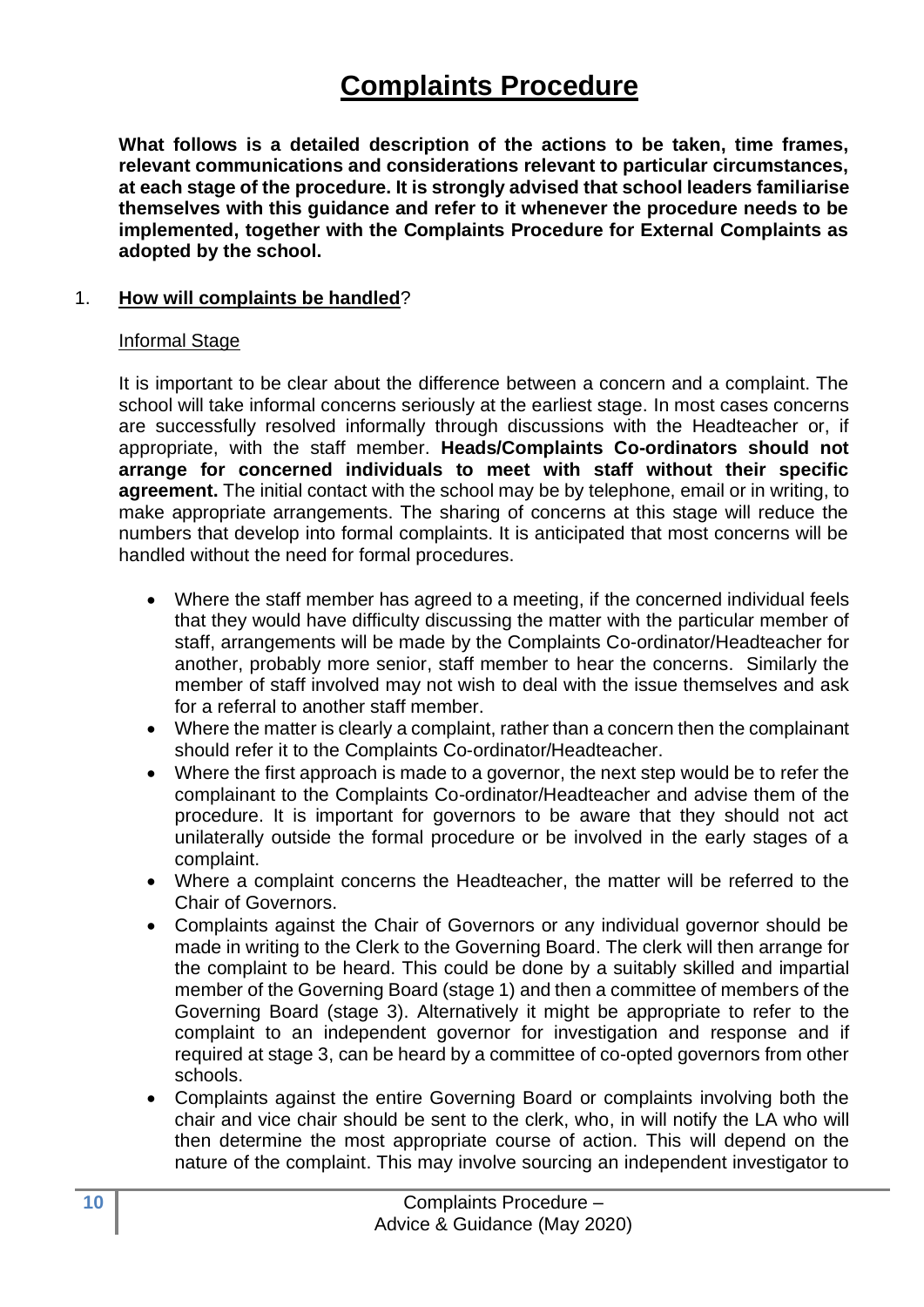# Complaints Procedure

**What follows is a detailed description of the actions to be taken, time frames, relevant communications and considerations relevant to particular circumstances, at each stage of the procedure. It is strongly advised that school leaders familiarise themselves with this guidance and refer to it whenever the procedure needs to be implemented, together with the Complaints Procedure for External Complaints as adopted by the school.**

## 1. **How will complaints be handled**?

### Informal Stage

It is important to be clear about the difference between a concern and a complaint. The school will take informal concerns seriously at the earliest stage. In most cases concerns are successfully resolved informally through discussions with the Headteacher or, if appropriate, with the staff member. **Heads/Complaints Co-ordinators should not arrange for concerned individuals to meet with staff without their specific agreement.** The initial contact with the school may be by telephone, email or in writing, to make appropriate arrangements. The sharing of concerns at this stage will reduce the numbers that develop into formal complaints. It is anticipated that most concerns will be handled without the need for formal procedures.

- Where the staff member has agreed to a meeting, if the concerned individual feels that they would have difficulty discussing the matter with the particular member of staff, arrangements will be made by the Complaints Co-ordinator/Headteacher for another, probably more senior, staff member to hear the concerns. Similarly the member of staff involved may not wish to deal with the issue themselves and ask for a referral to another staff member.
- Where the matter is clearly a complaint, rather than a concern then the complainant should refer it to the Complaints Co-ordinator/Headteacher.
- Where the first approach is made to a governor, the next step would be to refer the complainant to the Complaints Co-ordinator/Headteacher and advise them of the procedure. It is important for governors to be aware that they should not act unilaterally outside the formal procedure or be involved in the early stages of a complaint.
- Where a complaint concerns the Headteacher, the matter will be referred to the Chair of Governors.
- Complaints against the Chair of Governors or any individual governor should be made in writing to the Clerk to the Governing Board. The clerk will then arrange for the complaint to be heard. This could be done by a suitably skilled and impartial member of the Governing Board (stage 1) and then a committee of members of the Governing Board (stage 3). Alternatively it might be appropriate to refer to the complaint to an independent governor for investigation and response and if required at stage 3, can be heard by a committee of co-opted governors from other schools.
- Complaints against the entire Governing Board or complaints involving both the chair and vice chair should be sent to the clerk, who, in will notify the LA who will then determine the most appropriate course of action. This will depend on the nature of the complaint. This may involve sourcing an independent investigator to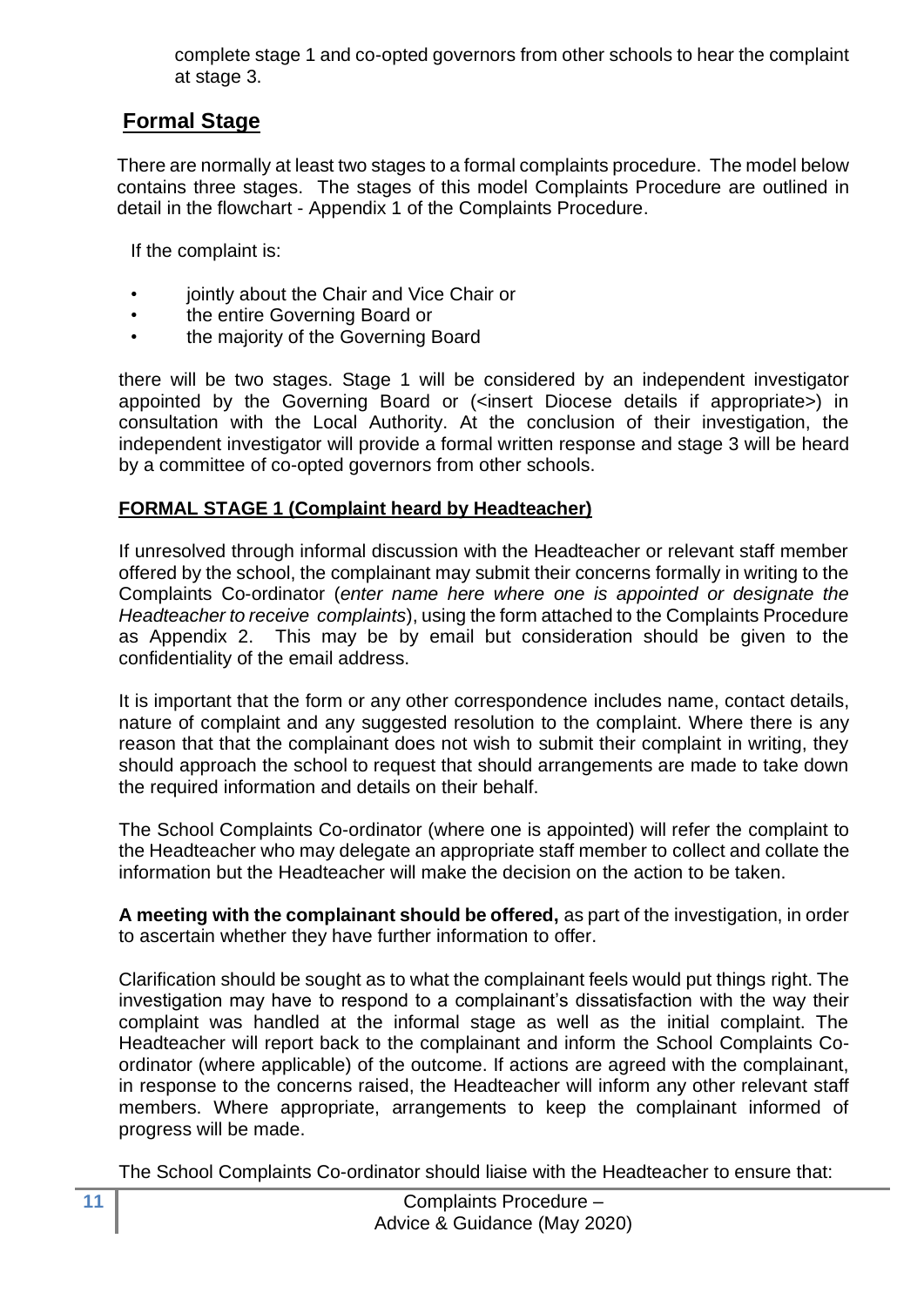complete stage 1 and co-opted governors from other schools to hear the complaint at stage 3.

## Formal Stage

There are normally at least two stages to a formal complaints procedure. The model below contains three stages. The stages of this model Complaints Procedure are outlined in detail in the flowchart - Appendix 1 of the Complaints Procedure.

If the complaint is:

- jointly about the Chair and Vice Chair or
- the entire Governing Board or
- the majority of the Governing Board

there will be two stages. Stage 1 will be considered by an independent investigator appointed by the Governing Board or (<insert Diocese details if appropriate>) in consultation with the Local Authority. At the conclusion of their investigation, the independent investigator will provide a formal written response and stage 3 will be heard by a committee of co-opted governors from other schools.

### FORMAL STAGE 1 (Complaint heard by Headteacher)

If unresolved through informal discussion with the Headteacher or relevant staff member offered by the school, the complainant may submit their concerns formally in writing to the Complaints Co-ordinator (*enter name here where one is appointed or designate the Headteacher to receive complaints*), using the form attached to the Complaints Procedure as Appendix 2. This may be by email but consideration should be given to the confidentiality of the email address.

It is important that the form or any other correspondence includes name, contact details, nature of complaint and any suggested resolution to the complaint. Where there is any reason that that the complainant does not wish to submit their complaint in writing, they should approach the school to request that should arrangements are made to take down the required information and details on their behalf.

The School Complaints Co-ordinator (where one is appointed) will refer the complaint to the Headteacher who may delegate an appropriate staff member to collect and collate the information but the Headteacher will make the decision on the action to be taken.

**A meeting with the complainant should be offered,** as part of the investigation, in order to ascertain whether they have further information to offer.

Clarification should be sought as to what the complainant feels would put things right. The investigation may have to respond to a complainant's dissatisfaction with the way their complaint was handled at the informal stage as well as the initial complaint. The Headteacher will report back to the complainant and inform the School Complaints Co-ordinator (where applicable) of the outcome. If actions are agreed with the complainant, in response to the concerns raised, the Headteacher will inform any other relevant staff members. Where appropriate, arrangements to keep the complainant informed of progress will be made.

The School Complaints Co-ordinator should liaise with the Headteacher to ensure that: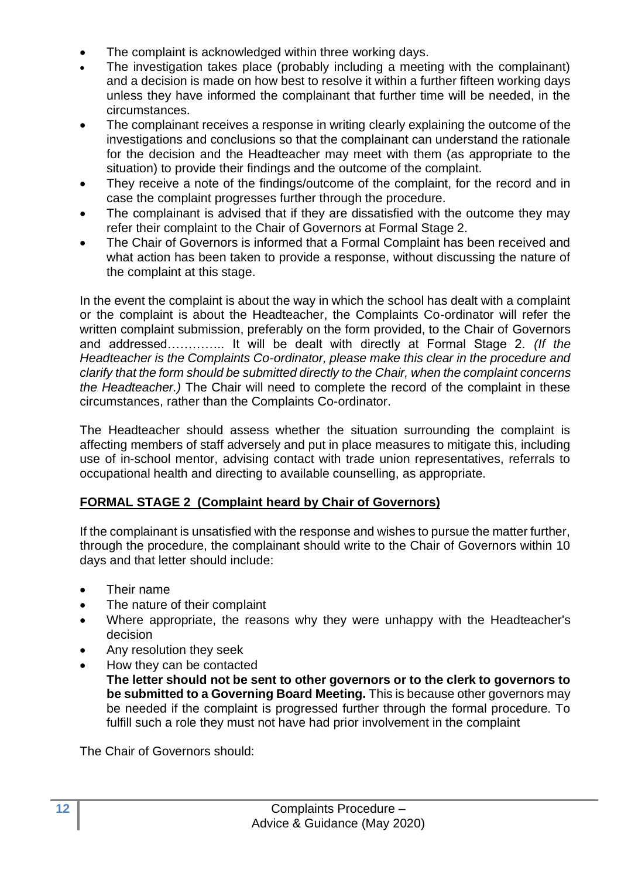- The complaint is acknowledged within three working days.
- The investigation takes place (probably including a meeting with the complainant) and a decision is made on how best to resolve it within a further fifteen working days unless they have informed the complainant that further time will be needed, in the circumstances.
- The complainant receives a response in writing clearly explaining the outcome of the investigations and conclusions so that the complainant can understand the rationale for the decision and the Headteacher may meet with them (as appropriate to the situation) to provide their findings and the outcome of the complaint.
- They receive a note of the findings/outcome of the complaint, for the record and in case the complaint progresses further through the procedure.
- The complainant is advised that if they are dissatisfied with the outcome they may refer their complaint to the Chair of Governors at Formal Stage 2.
- The Chair of Governors is informed that a Formal Complaint has been received and what action has been taken to provide a response, without discussing the nature of the complaint at this stage.

In the event the complaint is about the way in which the school has dealt with a complaint or the complaint is about the Headteacher, the Complaints Co-ordinator will refer the written complaint submission, preferably on the form provided, to the Chair of Governors and addressed………….. It will be dealt with directly at Formal Stage 2. *(If the Headteacher is the Complaints Co-ordinator, please make this clear in the procedure and clarify that the form should be submitted directly to the Chair, when the complaint concerns the Headteacher.)* The Chair will need to complete the record of the complaint in these circumstances, rather than the Complaints Co-ordinator.

The Headteacher should assess whether the situation surrounding the complaint is affecting members of staff adversely and put in place measures to mitigate this, including use of in-school mentor, advising contact with trade union representatives, referrals to occupational health and directing to available counselling, as appropriate.

## **FORMAL STAGE 2 (Complaint heard by Chair of Governors)**

If the complainant is unsatisfied with the response and wishes to pursue the matter further, through the procedure, the complainant should write to the Chair of Governors within 10 days and that letter should include:

- Their name
- The nature of their complaint
- Where appropriate, the reasons why they were unhappy with the Headteacher's decision
- Any resolution they seek
- How they can be contacted

**The letter should not be sent to other governors or to the clerk to governors to be submitted to a Governing Board Meeting.** This is because other governors may be needed if the complaint is progressed further through the formal procedure. To fulfill such a role they must not have had prior involvement in the complaint

The Chair of Governors should: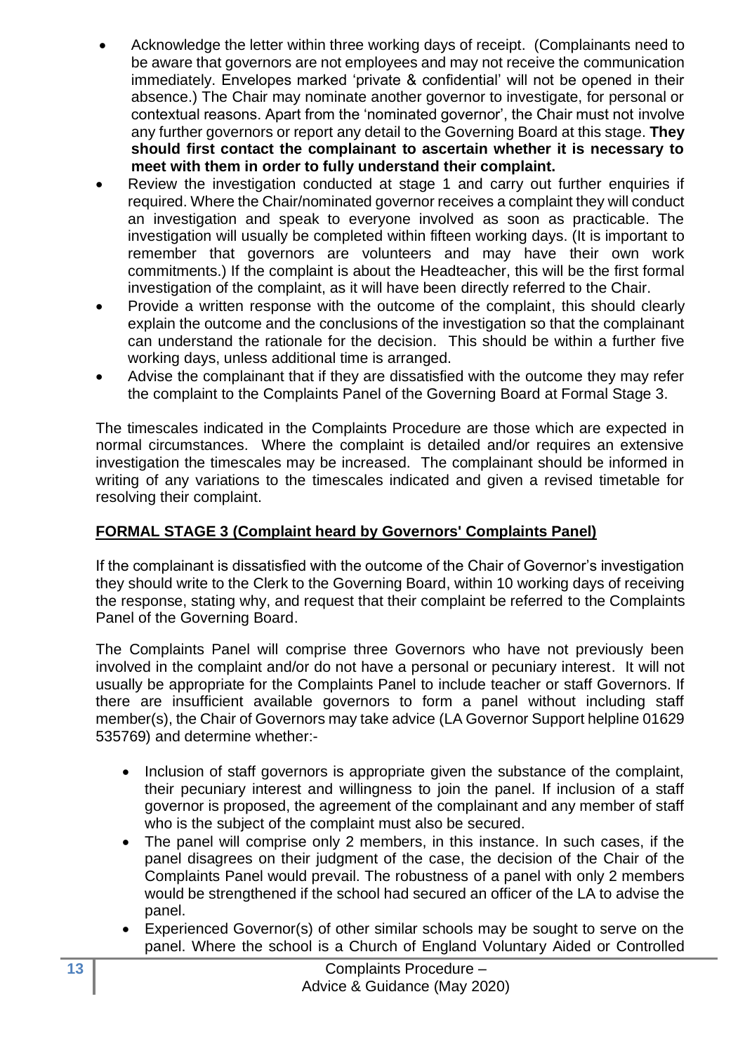- Acknowledge the letter within three working days of receipt. (Complainants need to be aware that governors are not employees and may not receive the communication immediately. Envelopes marked 'private & confidential' will not be opened in their absence.) The Chair may nominate another governor to investigate, for personal or contextual reasons. Apart from the 'nominated governor', the Chair must not involve any further governors or report any detail to the Governing Board at this stage. **They should first contact the complainant to ascertain whether it is necessary to meet with them in order to fully understand their complaint.**
- Review the investigation conducted at stage 1 and carry out further enquiries if required. Where the Chair/nominated governor receives a complaint they will conduct an investigation and speak to everyone involved as soon as practicable. The investigation will usually be completed within fifteen working days. (It is important to remember that governors are volunteers and may have their own work commitments.) If the complaint is about the Headteacher, this will be the first formal investigation of the complaint, as it will have been directly referred to the Chair.
- Provide a written response with the outcome of the complaint, this should clearly explain the outcome and the conclusions of the investigation so that the complainant can understand the rationale for the decision. This should be within a further five working days, unless additional time is arranged.
- Advise the complainant that if they are dissatisfied with the outcome they may refer the complaint to the Complaints Panel of the Governing Board at Formal Stage 3.

The timescales indicated in the Complaints Procedure are those which are expected in normal circumstances. Where the complaint is detailed and/or requires an extensive investigation the timescales may be increased. The complainant should be informed in writing of any variations to the timescales indicated and given a revised timetable for resolving their complaint.

## FORMAL STAGE 3 (Complaint heard by Governors' Complaints Panel)

If the complainant is dissatisfied with the outcome of the Chair of Governor's investigation they should write to the Clerk to the Governing Board, within 10 working days of receiving the response, stating why, and request that their complaint be referred to the Complaints Panel of the Governing Board.

The Complaints Panel will comprise three Governors who have not previously been involved in the complaint and/or do not have a personal or pecuniary interest. It will not usually be appropriate for the Complaints Panel to include teacher or staff Governors. If there are insufficient available governors to form a panel without including staff member(s), the Chair of Governors may take advice (LA Governor Support helpline 01629 535769) and determine whether:-

- Inclusion of staff governors is appropriate given the substance of the complaint, their pecuniary interest and willingness to join the panel. If inclusion of a staff governor is proposed, the agreement of the complainant and any member of staff who is the subject of the complaint must also be secured.
- The panel will comprise only 2 members, in this instance. In such cases, if the panel disagrees on their judgment of the case, the decision of the Chair of the Complaints Panel would prevail. The robustness of a panel with only 2 members would be strengthened if the school had secured an officer of the LA to advise the panel.
- Experienced Governor(s) of other similar schools may be sought to serve on the panel. Where the school is a Church of England Voluntary Aided or Controlled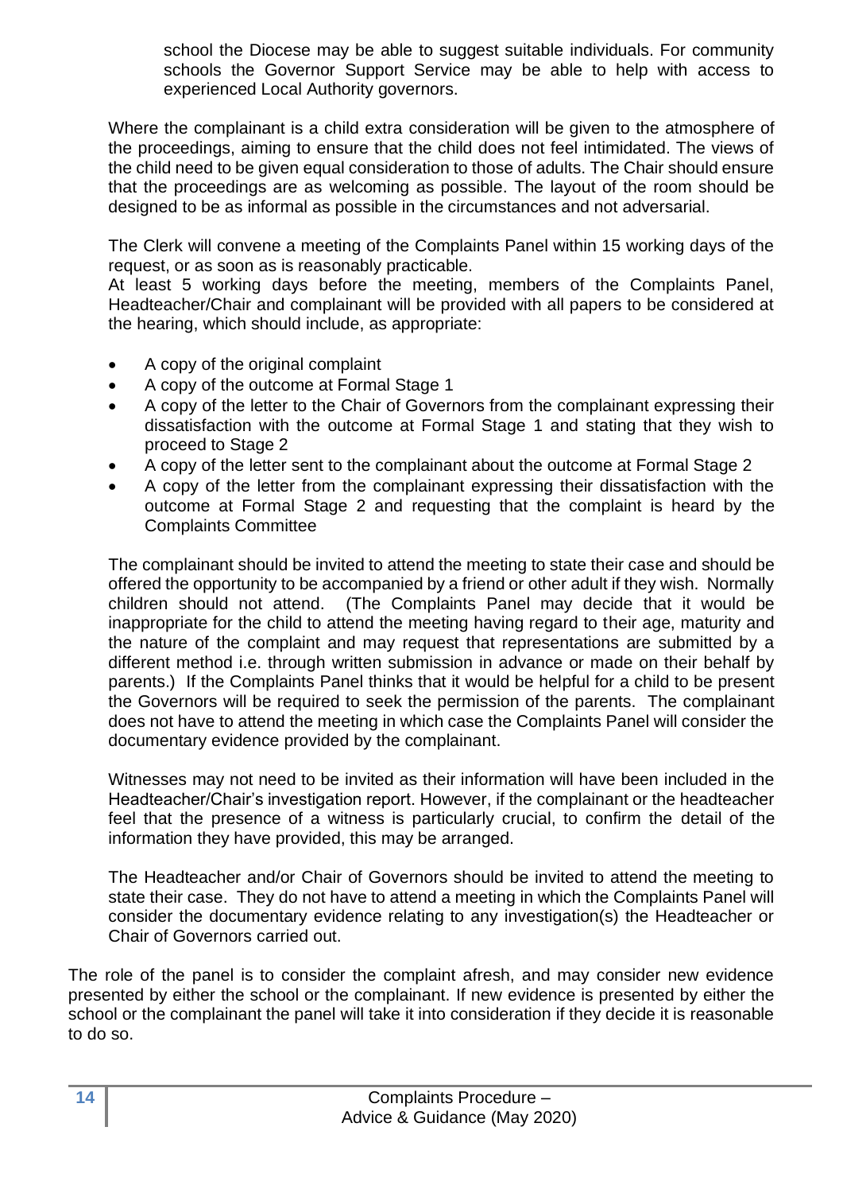school the Diocese may be able to suggest suitable individuals. For community schools the Governor Support Service may be able to help with access to experienced Local Authority governors.

Where the complainant is a child extra consideration will be given to the atmosphere of the proceedings, aiming to ensure that the child does not feel intimidated. The views of the child need to be given equal consideration to those of adults. The Chair should ensure that the proceedings are as welcoming as possible. The layout of the room should be designed to be as informal as possible in the circumstances and not adversarial.

The Clerk will convene a meeting of the Complaints Panel within 15 working days of the request, or as soon as is reasonably practicable.
At least 5 working days before the meeting, members of the Complaints Panel, Headteacher/Chair and complainant will be provided with all papers to be considered at the hearing, which should include, as appropriate:

- A copy of the original complaint
- A copy of the outcome at Formal Stage 1
- A copy of the letter to the Chair of Governors from the complainant expressing their dissatisfaction with the outcome at Formal Stage 1 and stating that they wish to proceed to Stage 2
- A copy of the letter sent to the complainant about the outcome at Formal Stage 2
- A copy of the letter from the complainant expressing their dissatisfaction with the outcome at Formal Stage 2 and requesting that the complaint is heard by the Complaints Committee

The complainant should be invited to attend the meeting to state their case and should be offered the opportunity to be accompanied by a friend or other adult if they wish. Normally children should not attend. (The Complaints Panel may decide that it would be inappropriate for the child to attend the meeting having regard to their age, maturity and the nature of the complaint and may request that representations are submitted by a different method i.e. through written submission in advance or made on their behalf by parents.) If the Complaints Panel thinks that it would be helpful for a child to be present the Governors will be required to seek the permission of the parents. The complainant does not have to attend the meeting in which case the Complaints Panel will consider the documentary evidence provided by the complainant.

Witnesses may not need to be invited as their information will have been included in the Headteacher/Chair's investigation report. However, if the complainant or the headteacher feel that the presence of a witness is particularly crucial, to confirm the detail of the information they have provided, this may be arranged.

The Headteacher and/or Chair of Governors should be invited to attend the meeting to state their case. They do not have to attend a meeting in which the Complaints Panel will consider the documentary evidence relating to any investigation(s) the Headteacher or Chair of Governors carried out.

The role of the panel is to consider the complaint afresh, and may consider new evidence presented by either the school or the complainant. If new evidence is presented by either the school or the complainant the panel will take it into consideration if they decide it is reasonable to do so.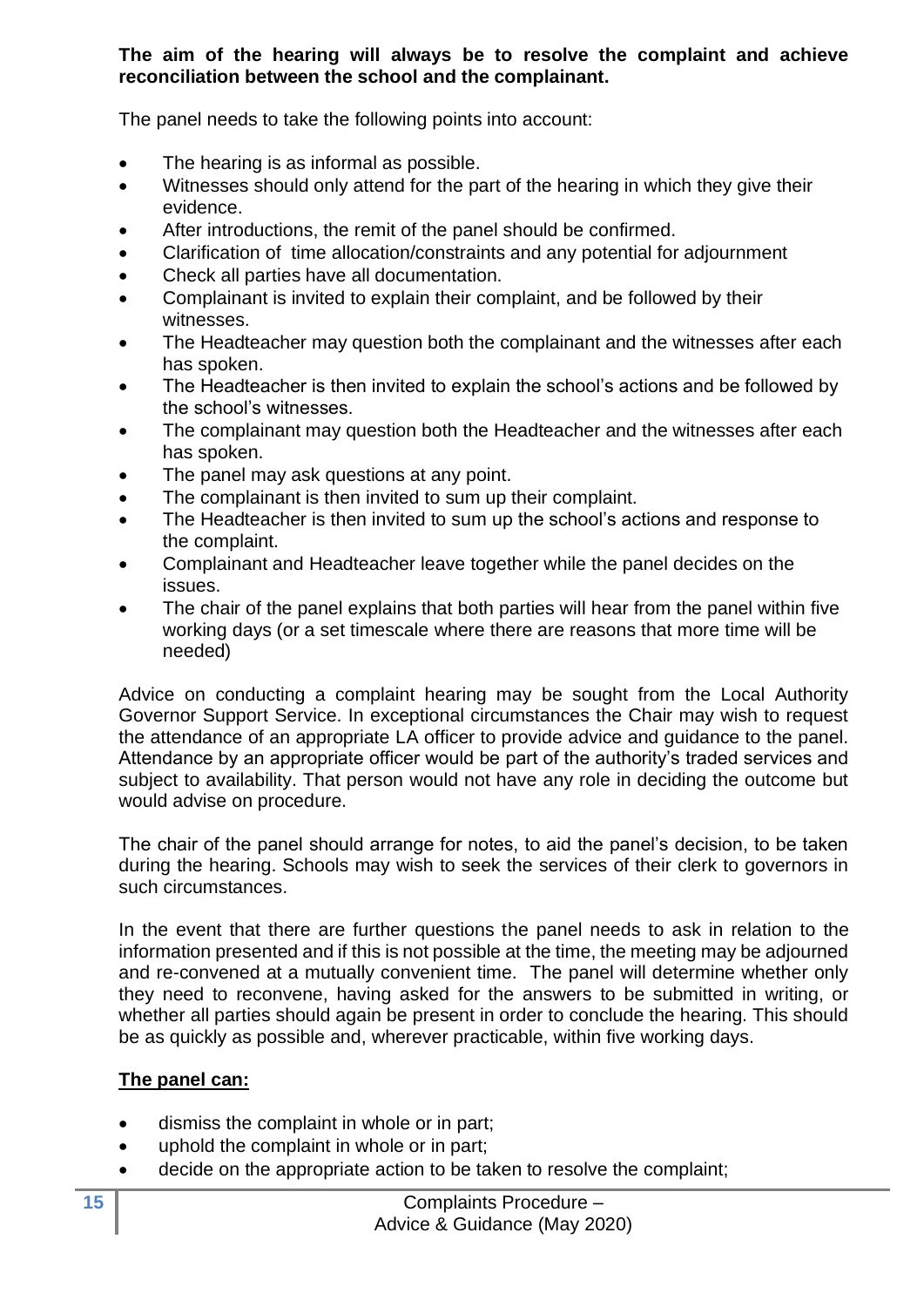**The aim of the hearing will always be to resolve the complaint and achieve reconciliation between the school and the complainant.**

The panel needs to take the following points into account:

- The hearing is as informal as possible.
- Witnesses should only attend for the part of the hearing in which they give their evidence.
- After introductions, the remit of the panel should be confirmed.
- Clarification of time allocation/constraints and any potential for adjournment
- Check all parties have all documentation.
- Complainant is invited to explain their complaint, and be followed by their witnesses.
- The Headteacher may question both the complainant and the witnesses after each has spoken.
- The Headteacher is then invited to explain the school's actions and be followed by the school's witnesses.
- The complainant may question both the Headteacher and the witnesses after each has spoken.
- The panel may ask questions at any point.
- The complainant is then invited to sum up their complaint.
- The Headteacher is then invited to sum up the school's actions and response to the complaint.
- Complainant and Headteacher leave together while the panel decides on the issues.
- The chair of the panel explains that both parties will hear from the panel within five working days (or a set timescale where there are reasons that more time will be needed)

Advice on conducting a complaint hearing may be sought from the Local Authority Governor Support Service. In exceptional circumstances the Chair may wish to request the attendance of an appropriate LA officer to provide advice and guidance to the panel. Attendance by an appropriate officer would be part of the authority's traded services and subject to availability. That person would not have any role in deciding the outcome but would advise on procedure.

The chair of the panel should arrange for notes, to aid the panel's decision, to be taken during the hearing. Schools may wish to seek the services of their clerk to governors in such circumstances.

In the event that there are further questions the panel needs to ask in relation to the information presented and if this is not possible at the time, the meeting may be adjourned and re-convened at a mutually convenient time. The panel will determine whether only they need to reconvene, having asked for the answers to be submitted in writing, or whether all parties should again be present in order to conclude the hearing. This should be as quickly as possible and, wherever practicable, within five working days.

**The panel can:**

- dismiss the complaint in whole or in part;
- uphold the complaint in whole or in part;
- decide on the appropriate action to be taken to resolve the complaint;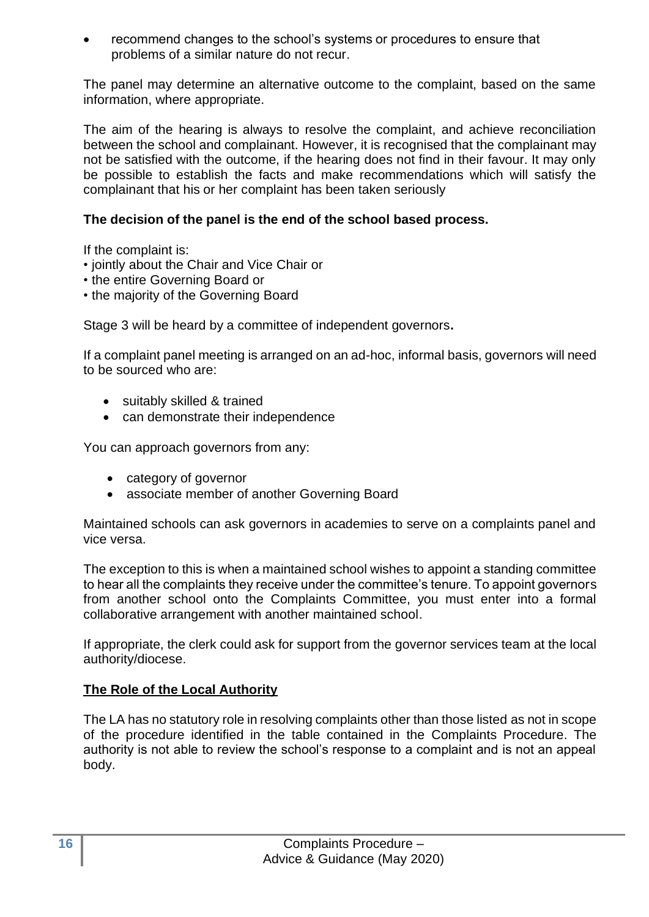- recommend changes to the school's systems or procedures to ensure that problems of a similar nature do not recur.

The panel may determine an alternative outcome to the complaint, based on the same information, where appropriate.

The aim of the hearing is always to resolve the complaint, and achieve reconciliation between the school and complainant. However, it is recognised that the complainant may not be satisfied with the outcome, if the hearing does not find in their favour. It may only be possible to establish the facts and make recommendations which will satisfy the complainant that his or her complaint has been taken seriously

**The decision of the panel is the end of the school based process.**

If the complaint is:
• jointly about the Chair and Vice Chair or
• the entire Governing Board or
• the majority of the Governing Board

Stage 3 will be heard by a committee of independent governors**.**

If a complaint panel meeting is arranged on an ad-hoc, informal basis, governors will need to be sourced who are:

- suitably skilled & trained
- can demonstrate their independence

You can approach governors from any:

- category of governor
- associate member of another Governing Board

Maintained schools can ask governors in academies to serve on a complaints panel and vice versa.

The exception to this is when a maintained school wishes to appoint a standing committee to hear all the complaints they receive under the committee's tenure. To appoint governors from another school onto the Complaints Committee, you must enter into a formal collaborative arrangement with another maintained school.

If appropriate, the clerk could ask for support from the governor services team at the local authority/diocese.

**The Role of the Local Authority**

The LA has no statutory role in resolving complaints other than those listed as not in scope of the procedure identified in the table contained in the Complaints Procedure. The authority is not able to review the school's response to a complaint and is not an appeal body.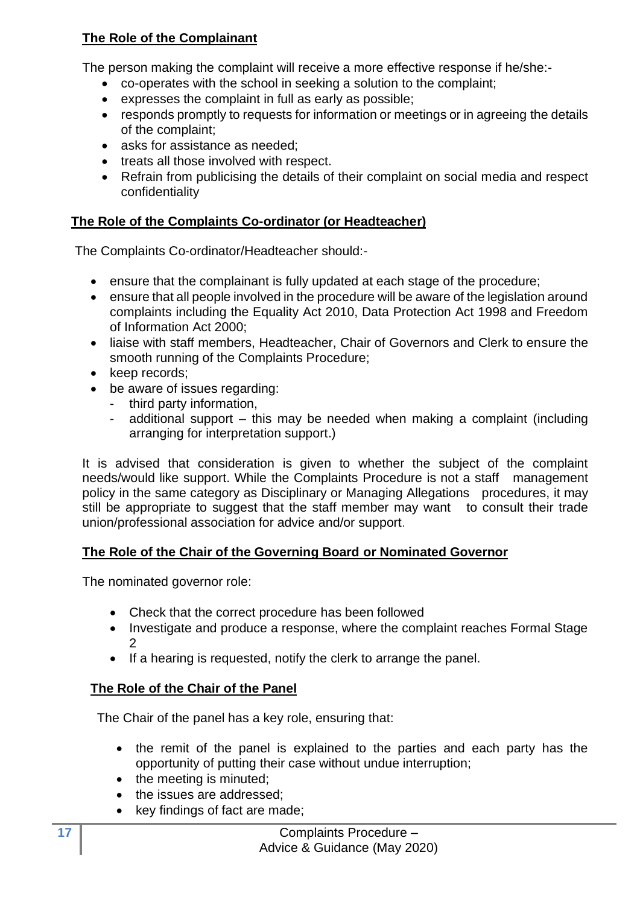**The Role of the Complainant**

The person making the complaint will receive a more effective response if he/she:-

- co-operates with the school in seeking a solution to the complaint;
- expresses the complaint in full as early as possible;
- responds promptly to requests for information or meetings or in agreeing the details of the complaint;
- asks for assistance as needed;
- treats all those involved with respect.
- Refrain from publicising the details of their complaint on social media and respect confidentiality

**The Role of the Complaints Co-ordinator (or Headteacher)**

The Complaints Co-ordinator/Headteacher should:-

- ensure that the complainant is fully updated at each stage of the procedure;
- ensure that all people involved in the procedure will be aware of the legislation around complaints including the Equality Act 2010, Data Protection Act 1998 and Freedom of Information Act 2000;
- liaise with staff members, Headteacher, Chair of Governors and Clerk to ensure the smooth running of the Complaints Procedure;
- keep records;
- be aware of issues regarding:
  - third party information,
  - additional support – this may be needed when making a complaint (including arranging for interpretation support.)

It is advised that consideration is given to whether the subject of the complaint needs/would like support. While the Complaints Procedure is not a staff management policy in the same category as Disciplinary or Managing Allegations procedures, it may still be appropriate to suggest that the staff member may want to consult their trade union/professional association for advice and/or support.

**The Role of the Chair of the Governing Board or Nominated Governor**

The nominated governor role:

- Check that the correct procedure has been followed
- Investigate and produce a response, where the complaint reaches Formal Stage 2
- If a hearing is requested, notify the clerk to arrange the panel.

**The Role of the Chair of the Panel**

The Chair of the panel has a key role, ensuring that:

- the remit of the panel is explained to the parties and each party has the opportunity of putting their case without undue interruption;
- the meeting is minuted;
- the issues are addressed;
- key findings of fact are made;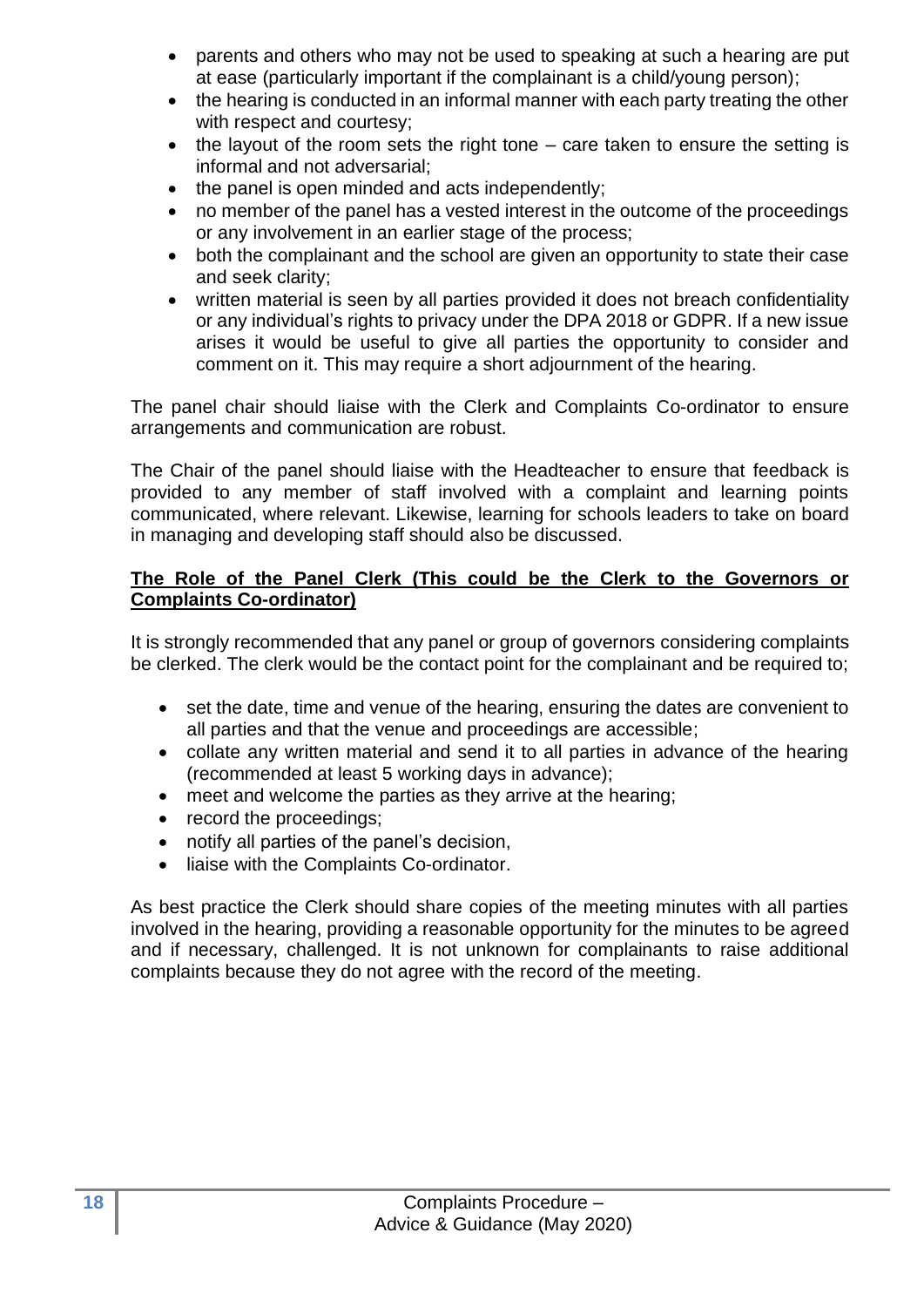- parents and others who may not be used to speaking at such a hearing are put at ease (particularly important if the complainant is a child/young person);
- the hearing is conducted in an informal manner with each party treating the other with respect and courtesy;
- the layout of the room sets the right tone – care taken to ensure the setting is informal and not adversarial;
- the panel is open minded and acts independently;
- no member of the panel has a vested interest in the outcome of the proceedings or any involvement in an earlier stage of the process;
- both the complainant and the school are given an opportunity to state their case and seek clarity;
- written material is seen by all parties provided it does not breach confidentiality or any individual's rights to privacy under the DPA 2018 or GDPR. If a new issue arises it would be useful to give all parties the opportunity to consider and comment on it. This may require a short adjournment of the hearing.

The panel chair should liaise with the Clerk and Complaints Co-ordinator to ensure arrangements and communication are robust.

The Chair of the panel should liaise with the Headteacher to ensure that feedback is provided to any member of staff involved with a complaint and learning points communicated, where relevant. Likewise, learning for schools leaders to take on board in managing and developing staff should also be discussed.

**The Role of the Panel Clerk (This could be the Clerk to the Governors or Complaints Co-ordinator)**

It is strongly recommended that any panel or group of governors considering complaints be clerked. The clerk would be the contact point for the complainant and be required to;

- set the date, time and venue of the hearing, ensuring the dates are convenient to all parties and that the venue and proceedings are accessible;
- collate any written material and send it to all parties in advance of the hearing (recommended at least 5 working days in advance);
- meet and welcome the parties as they arrive at the hearing;
- record the proceedings;
- notify all parties of the panel's decision,
- liaise with the Complaints Co-ordinator.

As best practice the Clerk should share copies of the meeting minutes with all parties involved in the hearing, providing a reasonable opportunity for the minutes to be agreed and if necessary, challenged. It is not unknown for complainants to raise additional complaints because they do not agree with the record of the meeting.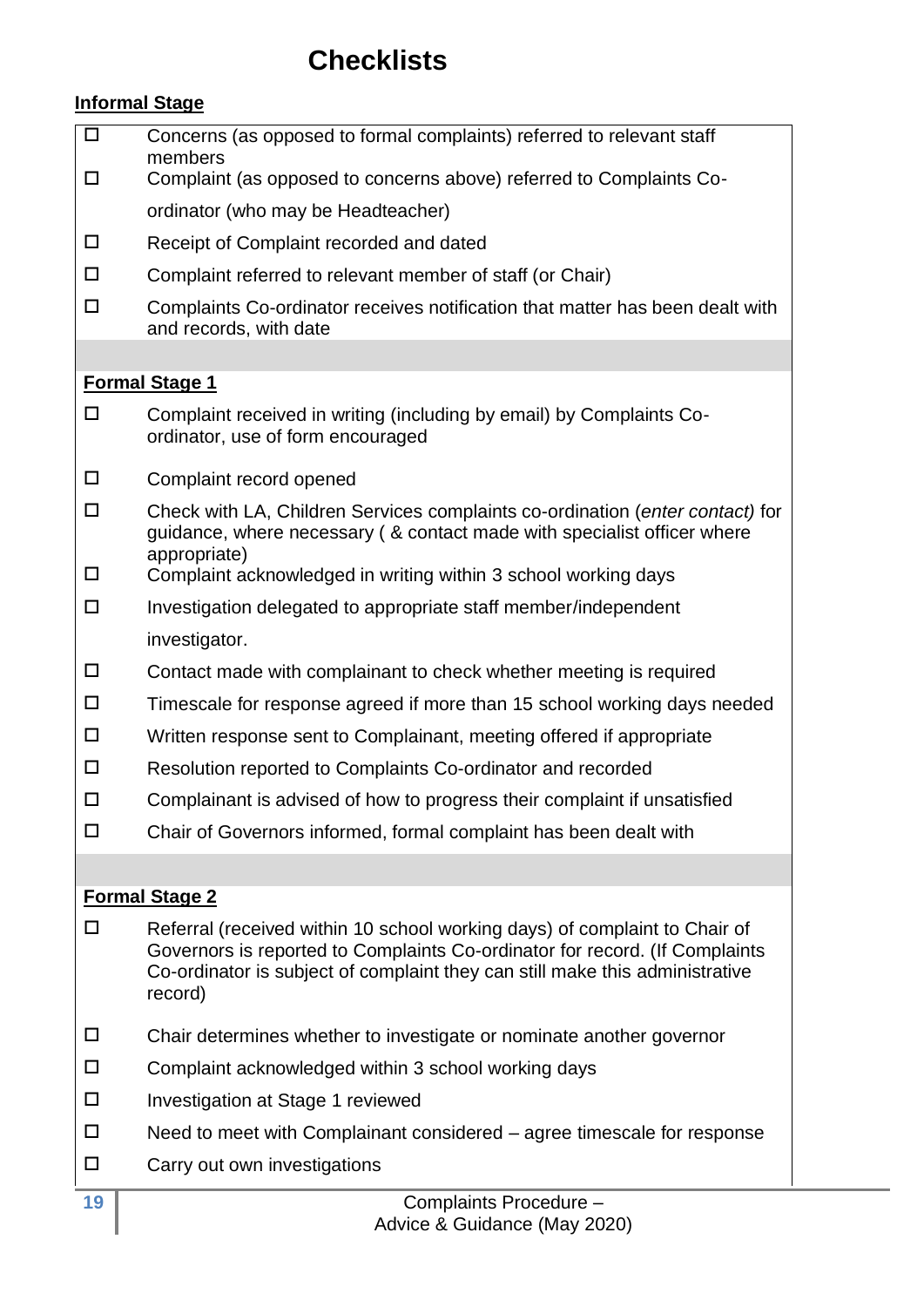# Checklists

**Informal Stage**

- ☐ Concerns (as opposed to formal complaints) referred to relevant staff members
- ☐ Complaint (as opposed to concerns above) referred to Complaints Co-ordinator (who may be Headteacher)
- ☐ Receipt of Complaint recorded and dated
- ☐ Complaint referred to relevant member of staff (or Chair)
- ☐ Complaints Co-ordinator receives notification that matter has been dealt with and records, with date

**Formal Stage 1**

- ☐ Complaint received in writing (including by email) by Complaints Co-ordinator, use of form encouraged
- ☐ Complaint record opened
- ☐ Check with LA, Children Services complaints co-ordination (*enter contact)* for guidance, where necessary ( & contact made with specialist officer where appropriate)
- ☐ Complaint acknowledged in writing within 3 school working days
- ☐ Investigation delegated to appropriate staff member/independent investigator.
- ☐ Contact made with complainant to check whether meeting is required
- ☐ Timescale for response agreed if more than 15 school working days needed
- ☐ Written response sent to Complainant, meeting offered if appropriate
- ☐ Resolution reported to Complaints Co-ordinator and recorded
- ☐ Complainant is advised of how to progress their complaint if unsatisfied
- ☐ Chair of Governors informed, formal complaint has been dealt with

**Formal Stage 2**

- ☐ Referral (received within 10 school working days) of complaint to Chair of Governors is reported to Complaints Co-ordinator for record. (If Complaints Co-ordinator is subject of complaint they can still make this administrative record)
- ☐ Chair determines whether to investigate or nominate another governor
- ☐ Complaint acknowledged within 3 school working days
- ☐ Investigation at Stage 1 reviewed
- ☐ Need to meet with Complainant considered – agree timescale for response
- ☐ Carry out own investigations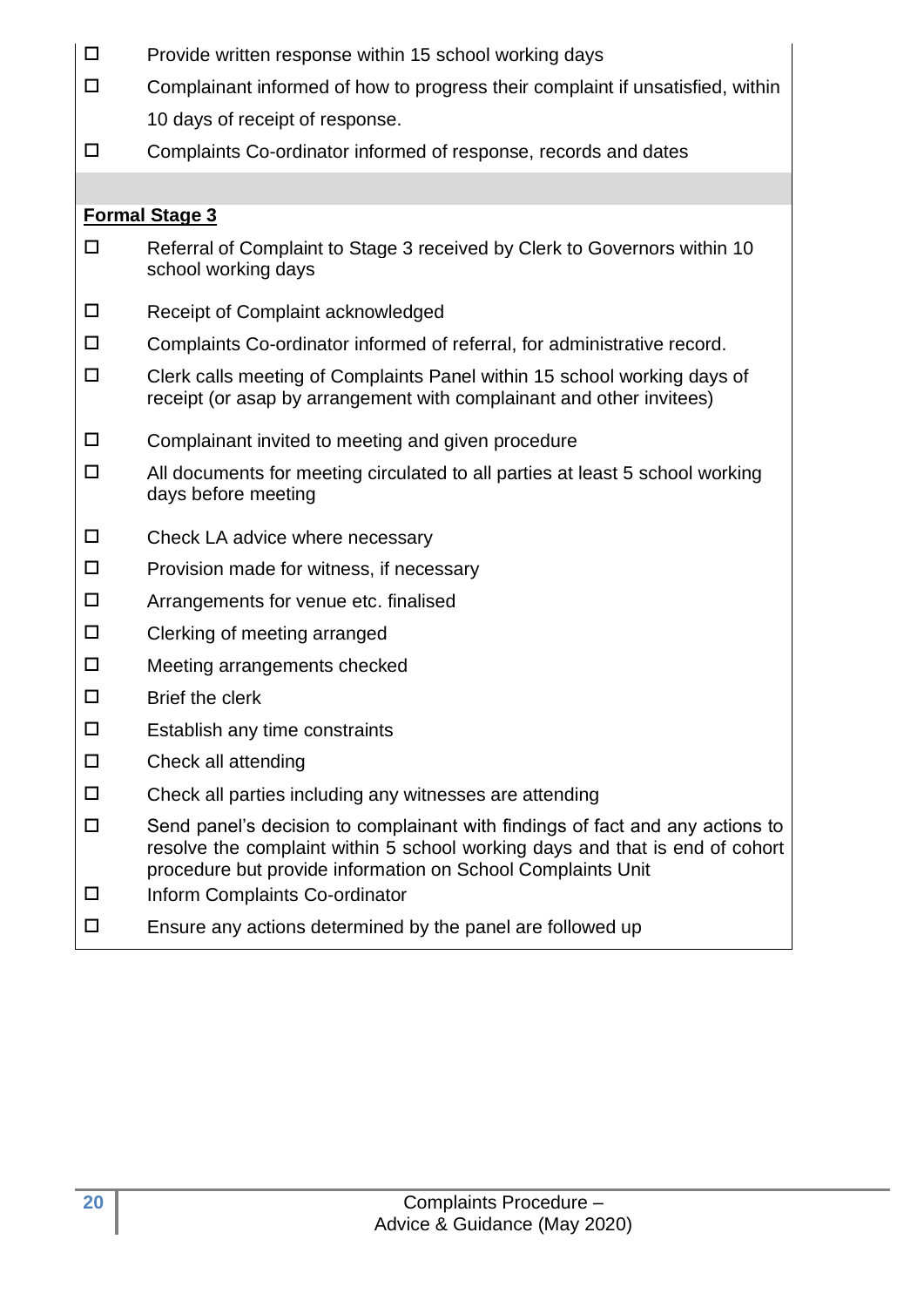- ☐ Provide written response within 15 school working days
- ☐ Complainant informed of how to progress their complaint if unsatisfied, within 10 days of receipt of response.
- ☐ Complaints Co-ordinator informed of response, records and dates

**Formal Stage 3**

- ☐ Referral of Complaint to Stage 3 received by Clerk to Governors within 10 school working days
- ☐ Receipt of Complaint acknowledged
- ☐ Complaints Co-ordinator informed of referral, for administrative record.
- ☐ Clerk calls meeting of Complaints Panel within 15 school working days of receipt (or asap by arrangement with complainant and other invitees)
- ☐ Complainant invited to meeting and given procedure
- ☐ All documents for meeting circulated to all parties at least 5 school working days before meeting
- ☐ Check LA advice where necessary
- ☐ Provision made for witness, if necessary
- ☐ Arrangements for venue etc. finalised
- ☐ Clerking of meeting arranged
- ☐ Meeting arrangements checked
- ☐ Brief the clerk
- ☐ Establish any time constraints
- ☐ Check all attending
- ☐ Check all parties including any witnesses are attending
- ☐ Send panel's decision to complainant with findings of fact and any actions to resolve the complaint within 5 school working days and that is end of cohort procedure but provide information on School Complaints Unit
- ☐ Inform Complaints Co-ordinator
- ☐ Ensure any actions determined by the panel are followed up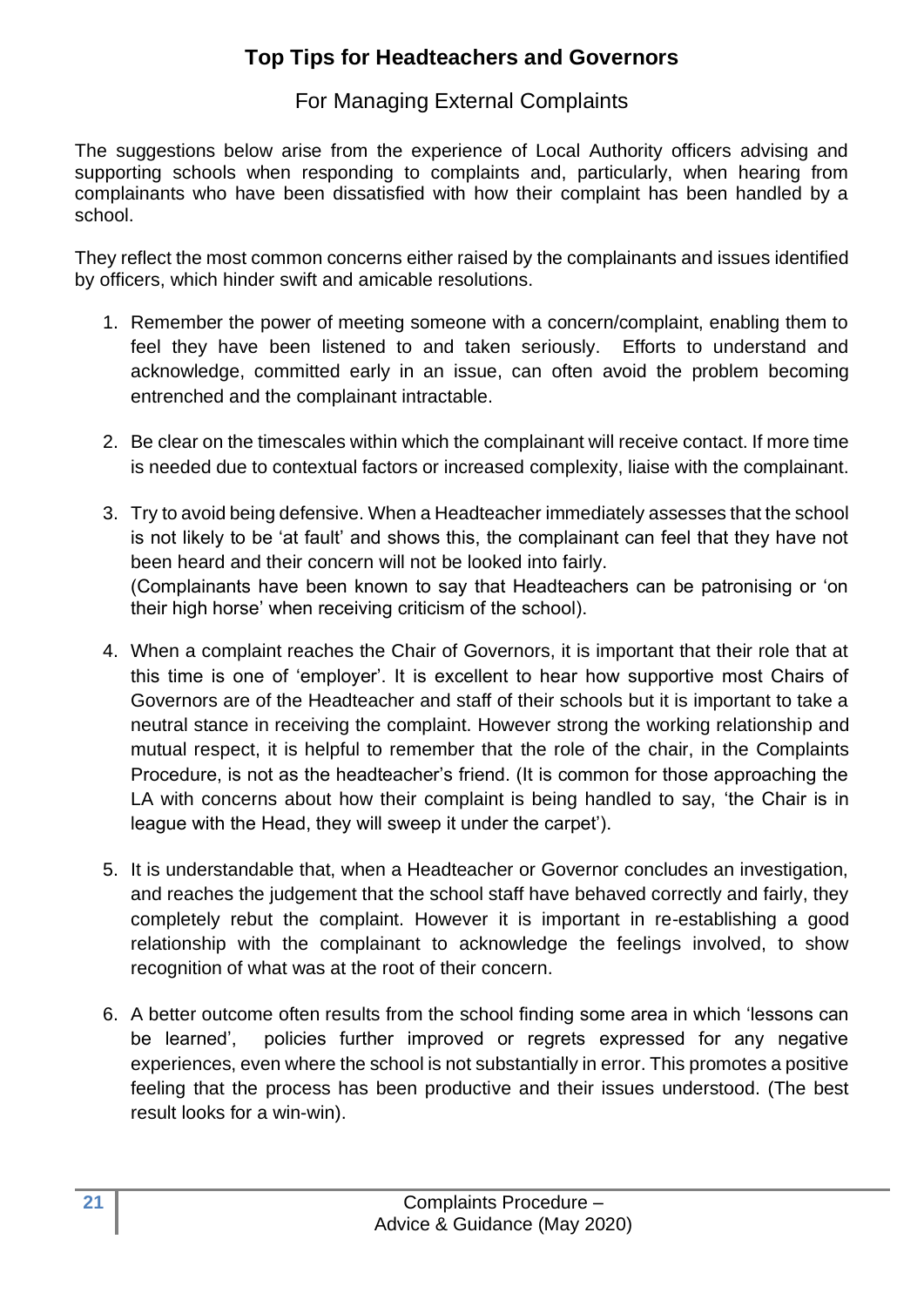## Top Tips for Headteachers and Governors

### For Managing External Complaints

The suggestions below arise from the experience of Local Authority officers advising and supporting schools when responding to complaints and, particularly, when hearing from complainants who have been dissatisfied with how their complaint has been handled by a school.

They reflect the most common concerns either raised by the complainants and issues identified by officers, which hinder swift and amicable resolutions.

1. Remember the power of meeting someone with a concern/complaint, enabling them to feel they have been listened to and taken seriously. Efforts to understand and acknowledge, committed early in an issue, can often avoid the problem becoming entrenched and the complainant intractable.

2. Be clear on the timescales within which the complainant will receive contact. If more time is needed due to contextual factors or increased complexity, liaise with the complainant.

3. Try to avoid being defensive. When a Headteacher immediately assesses that the school is not likely to be 'at fault' and shows this, the complainant can feel that they have not been heard and their concern will not be looked into fairly.
   (Complainants have been known to say that Headteachers can be patronising or 'on their high horse' when receiving criticism of the school).

4. When a complaint reaches the Chair of Governors, it is important that their role that at this time is one of 'employer'. It is excellent to hear how supportive most Chairs of Governors are of the Headteacher and staff of their schools but it is important to take a neutral stance in receiving the complaint. However strong the working relationship and mutual respect, it is helpful to remember that the role of the chair, in the Complaints Procedure, is not as the headteacher's friend. (It is common for those approaching the LA with concerns about how their complaint is being handled to say, 'the Chair is in league with the Head, they will sweep it under the carpet').

5. It is understandable that, when a Headteacher or Governor concludes an investigation, and reaches the judgement that the school staff have behaved correctly and fairly, they completely rebut the complaint. However it is important in re-establishing a good relationship with the complainant to acknowledge the feelings involved, to show recognition of what was at the root of their concern.

6. A better outcome often results from the school finding some area in which 'lessons can be learned', policies further improved or regrets expressed for any negative experiences, even where the school is not substantially in error. This promotes a positive feeling that the process has been productive and their issues understood. (The best result looks for a win-win).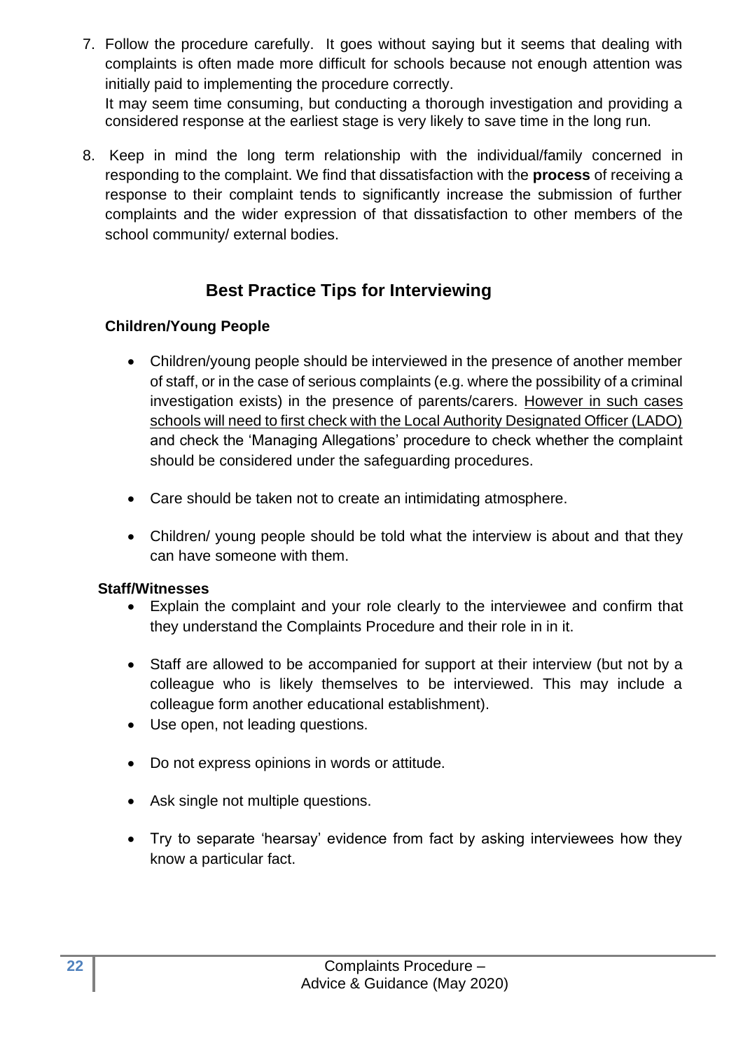7. Follow the procedure carefully. It goes without saying but it seems that dealing with complaints is often made more difficult for schools because not enough attention was initially paid to implementing the procedure correctly.
   It may seem time consuming, but conducting a thorough investigation and providing a considered response at the earliest stage is very likely to save time in the long run.

8. Keep in mind the long term relationship with the individual/family concerned in responding to the complaint. We find that dissatisfaction with the **process** of receiving a response to their complaint tends to significantly increase the submission of further complaints and the wider expression of that dissatisfaction to other members of the school community/ external bodies.

## Best Practice Tips for Interviewing

### Children/Young People

- Children/young people should be interviewed in the presence of another member of staff, or in the case of serious complaints (e.g. where the possibility of a criminal investigation exists) in the presence of parents/carers. <u>However in such cases schools will need to first check with the Local Authority Designated Officer (LADO)</u> and check the 'Managing Allegations' procedure to check whether the complaint should be considered under the safeguarding procedures.

- Care should be taken not to create an intimidating atmosphere.

- Children/ young people should be told what the interview is about and that they can have someone with them.

### Staff/Witnesses

- Explain the complaint and your role clearly to the interviewee and confirm that they understand the Complaints Procedure and their role in in it.

- Staff are allowed to be accompanied for support at their interview (but not by a colleague who is likely themselves to be interviewed. This may include a colleague form another educational establishment).
- Use open, not leading questions.

- Do not express opinions in words or attitude.

- Ask single not multiple questions.

- Try to separate 'hearsay' evidence from fact by asking interviewees how they know a particular fact.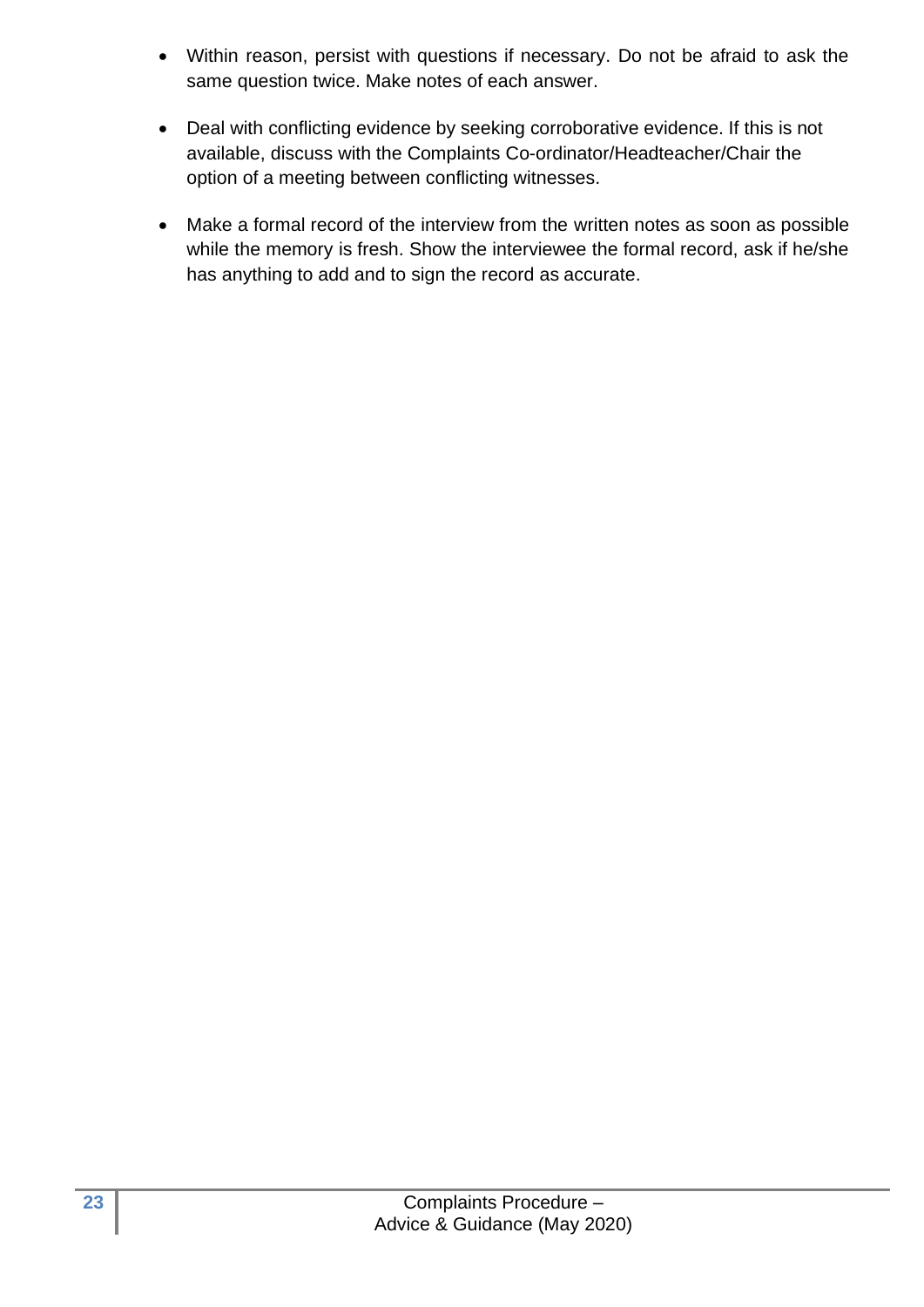- Within reason, persist with questions if necessary. Do not be afraid to ask the same question twice. Make notes of each answer.

- Deal with conflicting evidence by seeking corroborative evidence. If this is not available, discuss with the Complaints Co-ordinator/Headteacher/Chair the option of a meeting between conflicting witnesses.

- Make a formal record of the interview from the written notes as soon as possible while the memory is fresh. Show the interviewee the formal record, ask if he/she has anything to add and to sign the record as accurate.